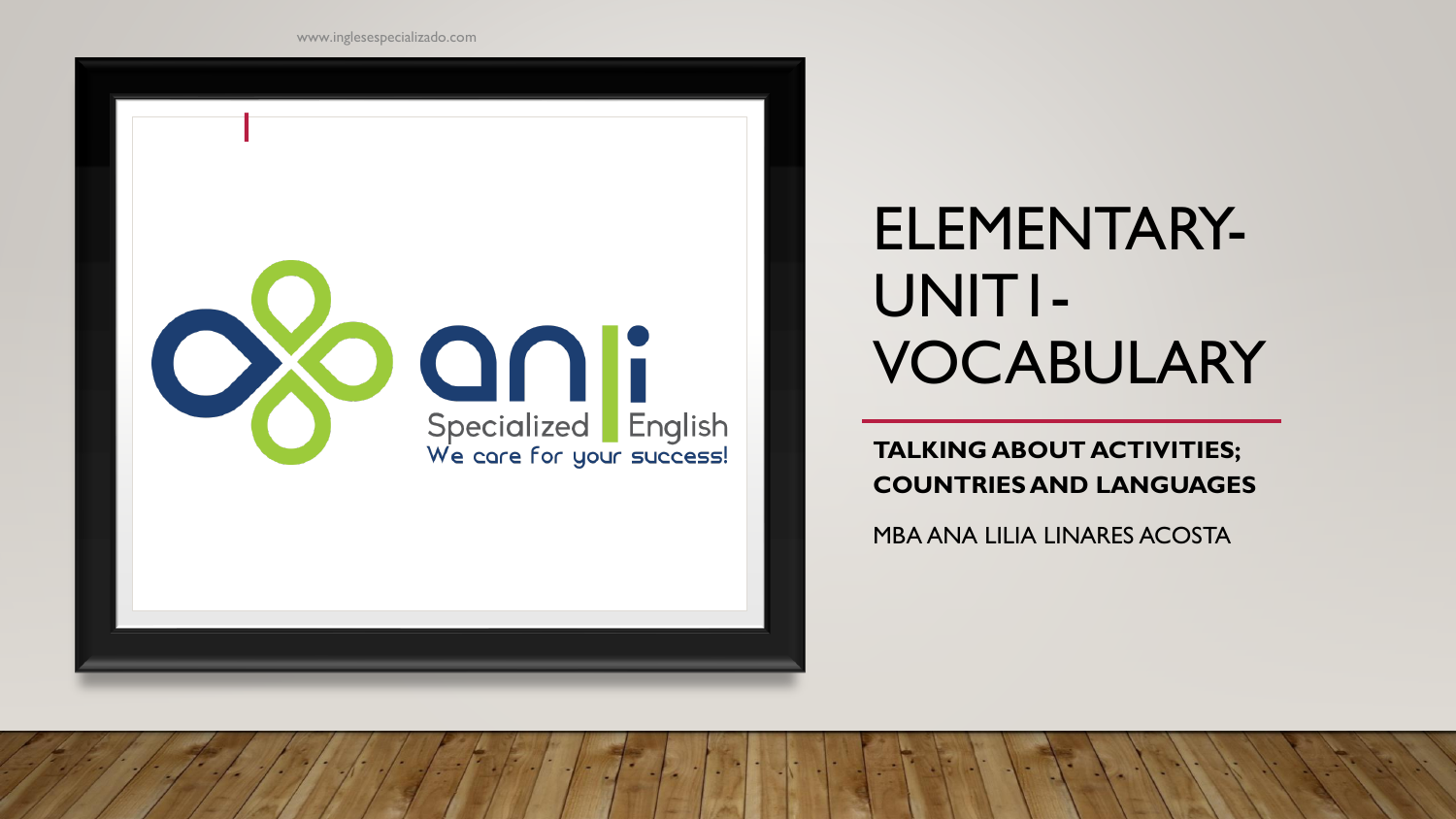www.inglesespecializado.com

anli Specialized English

We care for your success!

# ELEMENTARY-UNIT I - VOCABULARY

**TALKING ABOUT ACTIVITIES; COUNTRIES AND LANGUAGES**

MBA ANA LILIA LINARES ACOSTA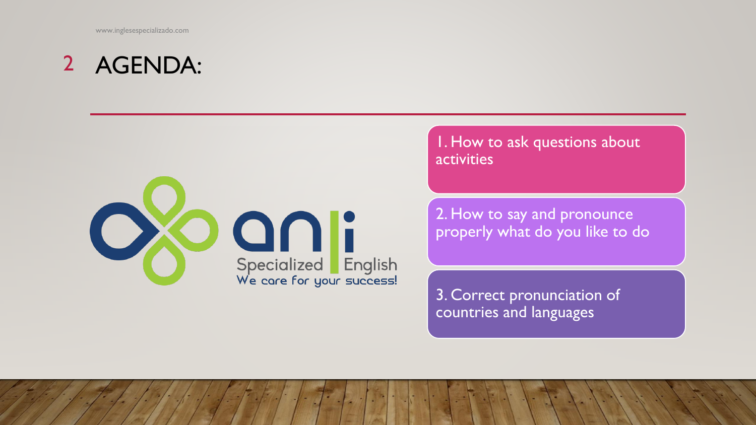# AGENDA:

1. How to ask questions about activities
2. How to say and pronounce properly what do you like to do
3. Correct pronunciation of countries and languages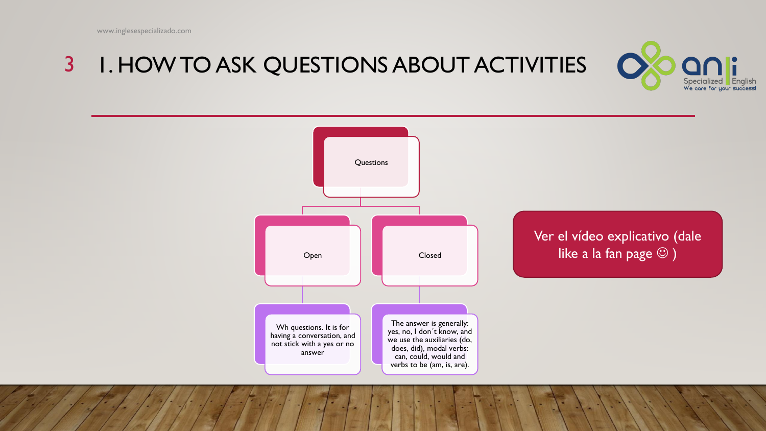# 1. HOW TO ASK QUESTIONS ABOUT ACTIVITIES

- Questions
  - Open
    - Wh questions. It is for having a conversation, and not stick with a yes or no answer
  - Closed
    - The answer is generally: yes, no, I don´t know, and we use the auxiliaries (do, does, did), modal verbs: can, could, would and verbs to be (am, is, are).

Ver el vídeo explicativo (dale like a la fan page ☺ )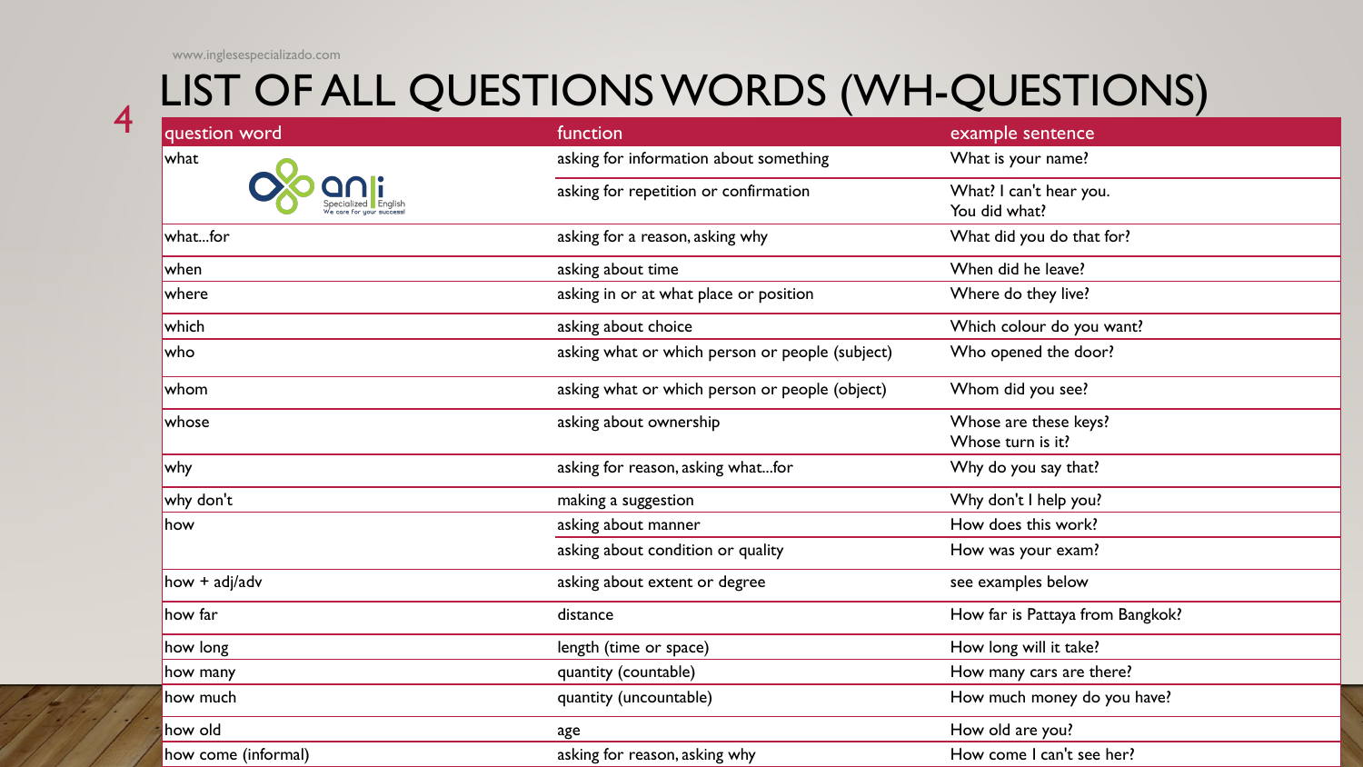# LIST OF ALL QUESTIONS WORDS (WH-QUESTIONS)

| question word | function | example sentence |
|---|---|---|
| what | asking for information about something | What is your name? |
| | asking for repetition or confirmation | What? I can't hear you.<br>You did what? |
| what...for | asking for a reason, asking why | What did you do that for? |
| when | asking about time | When did he leave? |
| where | asking in or at what place or position | Where do they live? |
| which | asking about choice | Which colour do you want? |
| who | asking what or which person or people (subject) | Who opened the door? |
| whom | asking what or which person or people (object) | Whom did you see? |
| whose | asking about ownership | Whose are these keys?<br>Whose turn is it? |
| why | asking for reason, asking what...for | Why do you say that? |
| why don't | making a suggestion | Why don't I help you? |
| how | asking about manner | How does this work? |
| | asking about condition or quality | How was your exam? |
| how + adj/adv | asking about extent or degree | see examples below |
| how far | distance | How far is Pattaya from Bangkok? |
| how long | length (time or space) | How long will it take? |
| how many | quantity (countable) | How many cars are there? |
| how much | quantity (uncountable) | How much money do you have? |
| how old | age | How old are you? |
| how come (informal) | asking for reason, asking why | How come I can't see her? |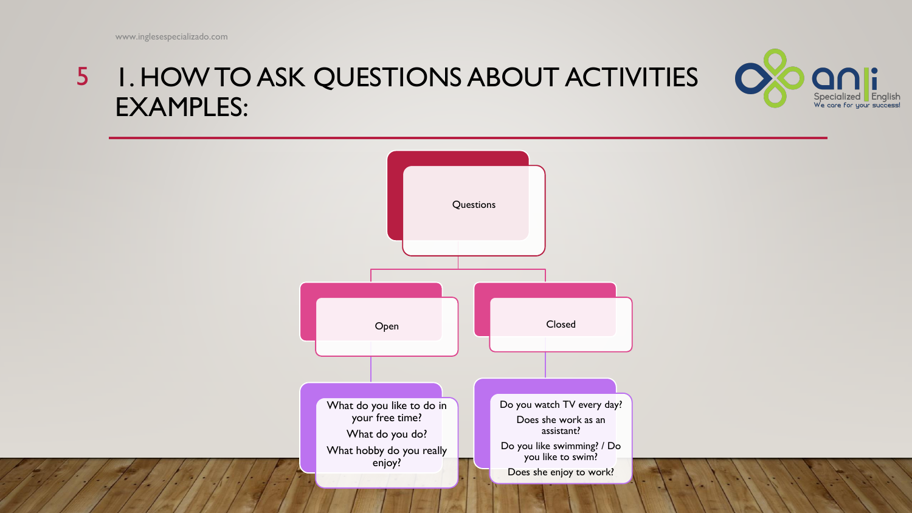# 1. HOW TO ASK QUESTIONS ABOUT ACTIVITIES EXAMPLES:

**Questions**

- **Open**
  - What do you like to do in your free time?
  - What do you do?
  - What hobby do you really enjoy?
- **Closed**
  - Do you watch TV every day?
  - Does she work as an assistant?
  - Do you like swimming? / Do you like to swim?
  - Does she enjoy to work?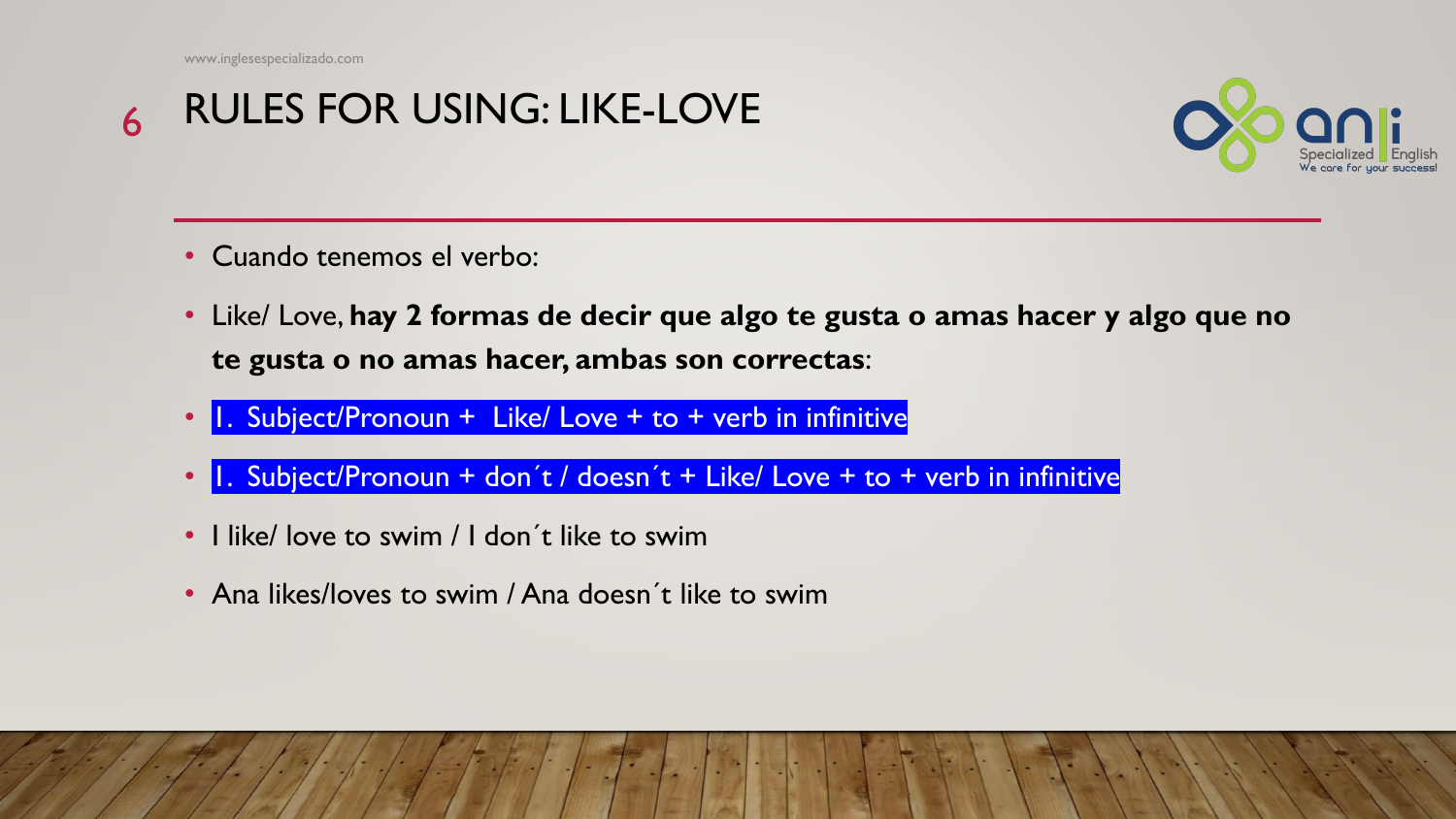# RULES FOR USING: LIKE-LOVE

- Cuando tenemos el verbo:
- Like/ Love, **hay 2 formas de decir que algo te gusta o amas hacer y algo que no te gusta o no amas hacer, ambas son correctas**:
- 1. Subject/Pronoun + Like/ Love + to + verb in infinitive
- 1. Subject/Pronoun + don´t / doesn´t + Like/ Love + to + verb in infinitive
- I like/ love to swim / I don´t like to swim
- Ana likes/loves to swim / Ana doesn´t like to swim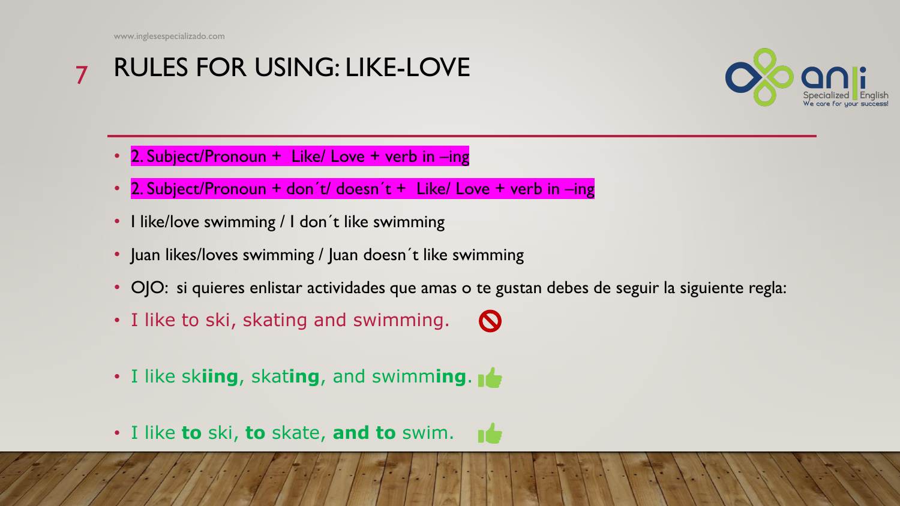# RULES FOR USING: LIKE-LOVE

- 2. Subject/Pronoun + Like/ Love + verb in –ing
- 2. Subject/Pronoun + don´t/ doesn´t + Like/ Love + verb in –ing
- I like/love swimming / I don´t like swimming
- Juan likes/loves swimming / Juan doesn´t like swimming
- OJO: si quieres enlistar actividades que amas o te gustan debes de seguir la siguiente regla:
- I like to ski, skating and swimming.
- I like sk**iing**, skat**ing**, and swimm**ing**.
- I like **to** ski, **to** skate, **and to** swim.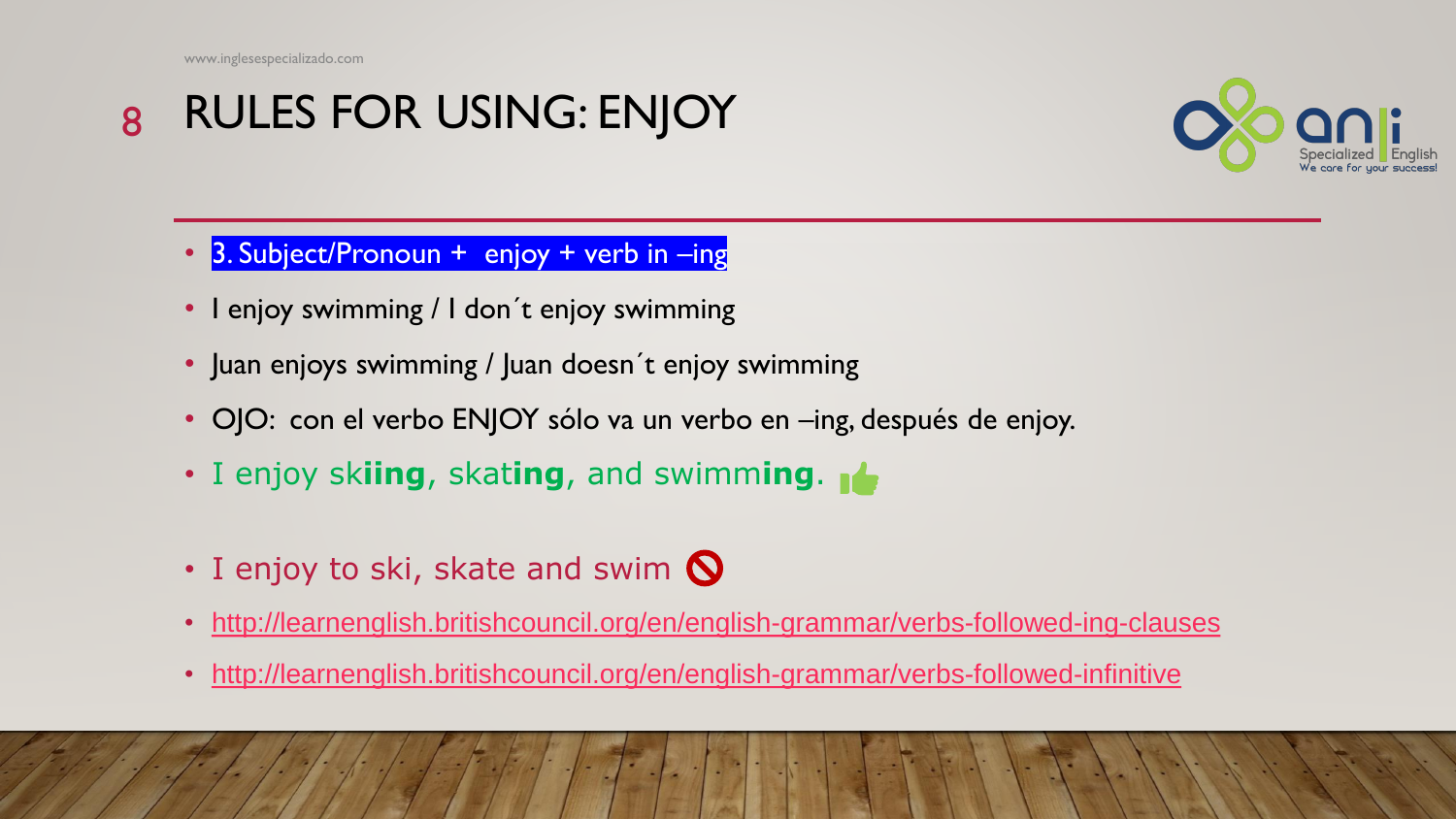# RULES FOR USING: ENJOY

- 3. Subject/Pronoun + enjoy + verb in –ing
- I enjoy swimming / I don´t enjoy swimming
- Juan enjoys swimming / Juan doesn´t enjoy swimming
- OJO: con el verbo ENJOY sólo va un verbo en –ing, después de enjoy.
- I enjoy sk**iing**, skat**ing**, and swimm**ing**.
- I enjoy to ski, skate and swim
- http://learnenglish.britishcouncil.org/en/english-grammar/verbs-followed-ing-clauses
- http://learnenglish.britishcouncil.org/en/english-grammar/verbs-followed-infinitive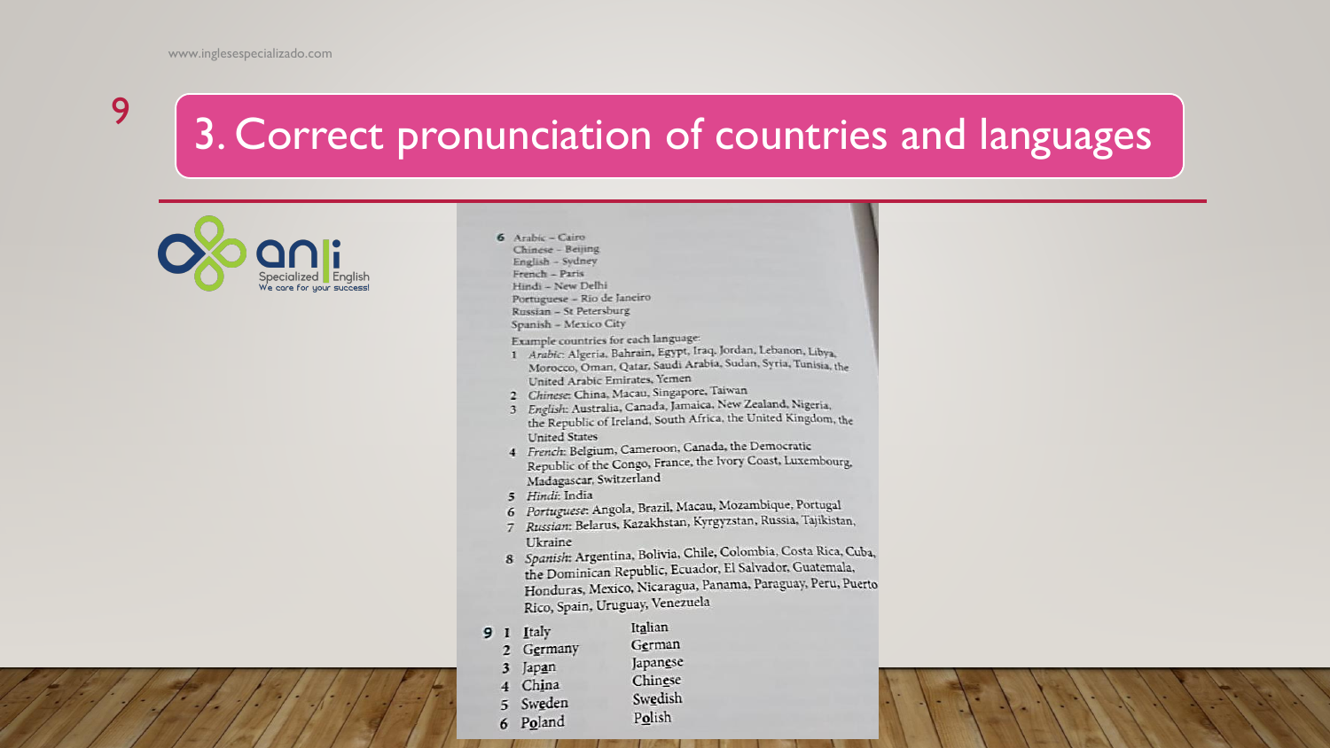# 3. Correct pronunciation of countries and languages

Specialized English
We care for your success!

**6** Arabic – Cairo
Chinese – Beijing
English – Sydney
French – Paris
Hindi – New Delhi
Portuguese – Rio de Janeiro
Russian – St Petersburg
Spanish – Mexico City

Example countries for each language:

1. *Arabic*: Algeria, Bahrain, Egypt, Iraq, Jordan, Lebanon, Libya, Morocco, Oman, Qatar, Saudi Arabia, Sudan, Syria, Tunisia, the United Arab Emirates, Yemen
2. *Chinese*: China, Macau, Singapore, Taiwan
3. *English*: Australia, Canada, Jamaica, New Zealand, Nigeria, the Republic of Ireland, South Africa, the United Kingdom, the United States
4. *French*: Belgium, Cameroon, Canada, the Democratic Republic of the Congo, France, the Ivory Coast, Luxembourg, Madagascar, Switzerland
5. *Hindi*: India
6. *Portuguese*: Angola, Brazil, Macau, Mozambique, Portugal
7. *Russian*: Belarus, Kazakhstan, Kyrgyzstan, Russia, Tajikistan, Ukraine
8. *Spanish*: Argentina, Bolivia, Chile, Colombia, Costa Rica, Cuba, the Dominican Republic, Ecuador, El Salvador, Guatemala, Honduras, Mexico, Nicaragua, Panama, Paraguay, Peru, Puerto Rico, Spain, Uruguay, Venezuela

**9**

| | Country | Language |
|---|---|---|
| 1 | Italy | Italian |
| 2 | Germany | German |
| 3 | Japan | Japanese |
| 4 | China | Chinese |
| 5 | Sweden | Swedish |
| 6 | Poland | Polish |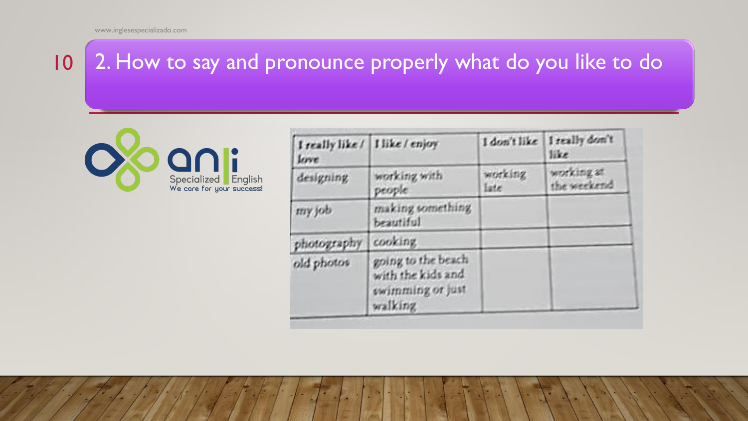## 2. How to say and pronounce properly what do you like to do

Specialized English
We care for your success!

| I really like / love | I like / enjoy | I don't like | I really don't like |
|---|---|---|---|
| designing | working with people | working late | working at the weekend |
| my job | making something beautiful | | |
| photography | cooking | | |
| old photos | going to the beach with the kids and swimming or just walking | | |